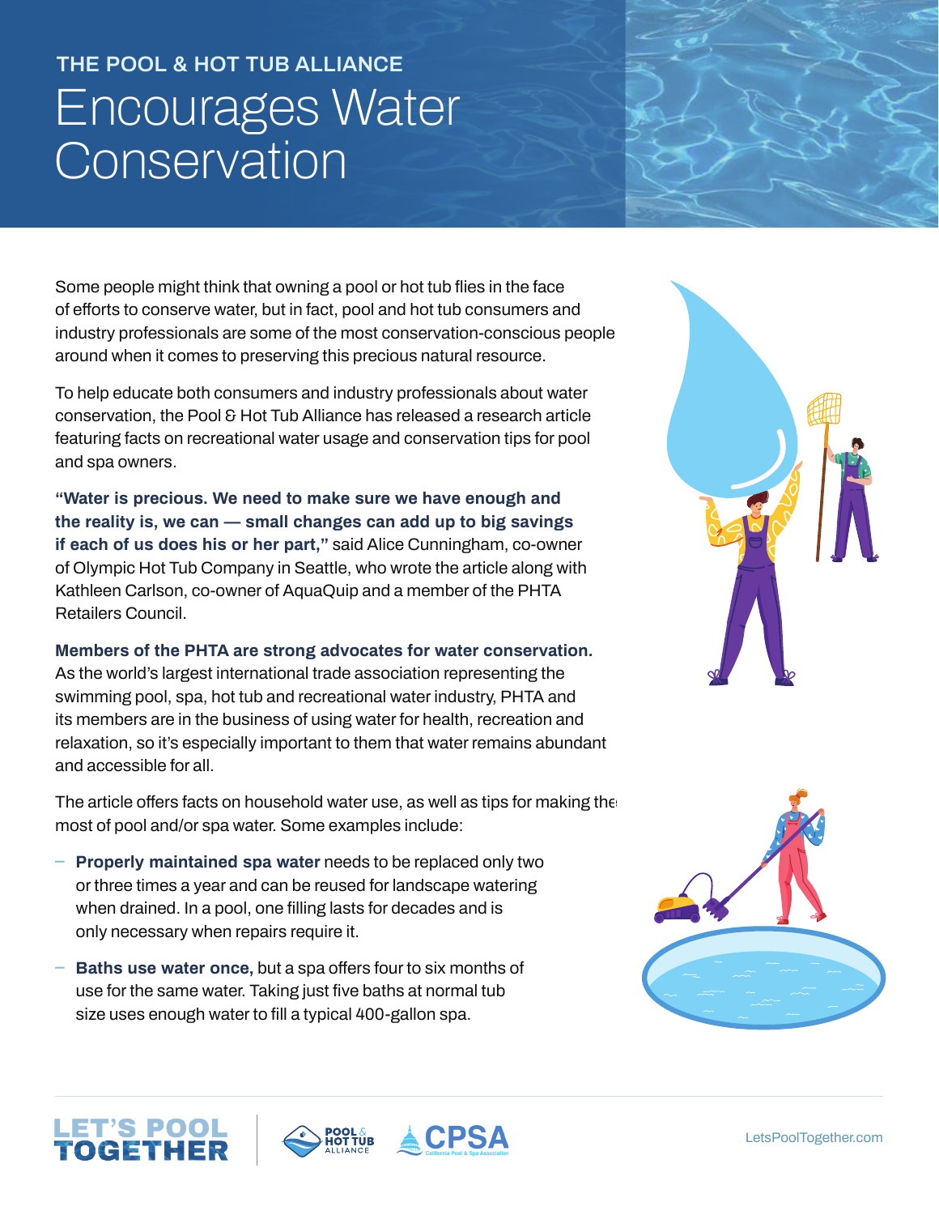THE POOL & HOT TUB ALLIANCE

# Encourages Water Conservation

Some people might think that owning a pool or hot tub flies in the face of efforts to conserve water, but in fact, pool and hot tub consumers and industry professionals are some of the most conservation-conscious people around when it comes to preserving this precious natural resource.

To help educate both consumers and industry professionals about water conservation, the Pool & Hot Tub Alliance has released a research article featuring facts on recreational water usage and conservation tips for pool and spa owners.

**"Water is precious. We need to make sure we have enough and the reality is, we can — small changes can add up to big savings if each of us does his or her part,"** said Alice Cunningham, co-owner of Olympic Hot Tub Company in Seattle, who wrote the article along with Kathleen Carlson, co-owner of AquaQuip and a member of the PHTA Retailers Council.

**Members of the PHTA are strong advocates for water conservation.** As the world's largest international trade association representing the swimming pool, spa, hot tub and recreational water industry, PHTA and its members are in the business of using water for health, recreation and relaxation, so it's especially important to them that water remains abundant and accessible for all.

The article offers facts on household water use, as well as tips for making the most of pool and/or spa water. Some examples include:

- **Properly maintained spa water** needs to be replaced only two or three times a year and can be reused for landscape watering when drained. In a pool, one filling lasts for decades and is only necessary when repairs require it.
- **Baths use water once,** but a spa offers four to six months of use for the same water. Taking just five baths at normal tub size uses enough water to fill a typical 400-gallon spa.

LET'S POOL TOGETHER | POOL & HOT TUB ALLIANCE | CPSA California Pool & Spa Association

LetsPoolTogether.com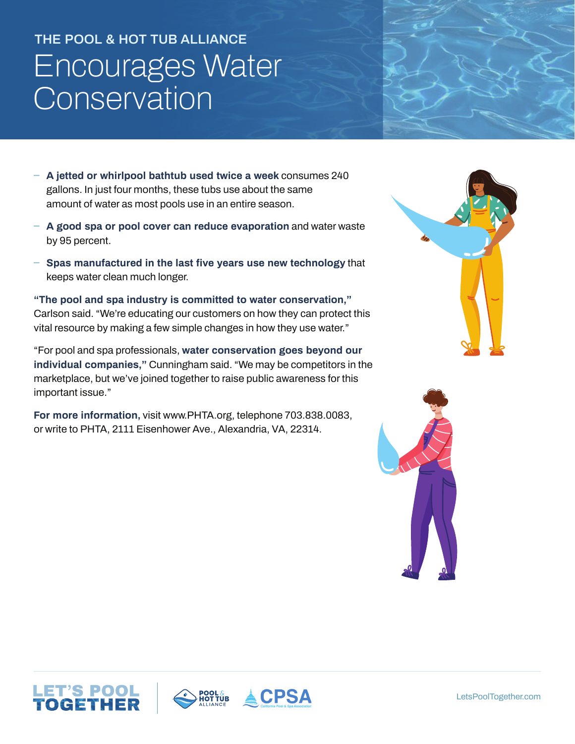THE POOL & HOT TUB ALLIANCE

# Encourages Water Conservation

- **A jetted or whirlpool bathtub used twice a week** consumes 240 gallons. In just four months, these tubs use about the same amount of water as most pools use in an entire season.
- **A good spa or pool cover can reduce evaporation** and water waste by 95 percent.
- **Spas manufactured in the last five years use new technology** that keeps water clean much longer.

**"The pool and spa industry is committed to water conservation,"** Carlson said. "We're educating our customers on how they can protect this vital resource by making a few simple changes in how they use water."

"For pool and spa professionals, **water conservation goes beyond our individual companies,"** Cunningham said. "We may be competitors in the marketplace, but we've joined together to raise public awareness for this important issue."

**For more information,** visit www.PHTA.org, telephone 703.838.0083, or write to PHTA, 2111 Eisenhower Ave., Alexandria, VA, 22314.

LET'S POOL TOGETHER | POOL & HOT TUB ALLIANCE | CPSA California Pool & Spa Association

LetsPoolTogether.com